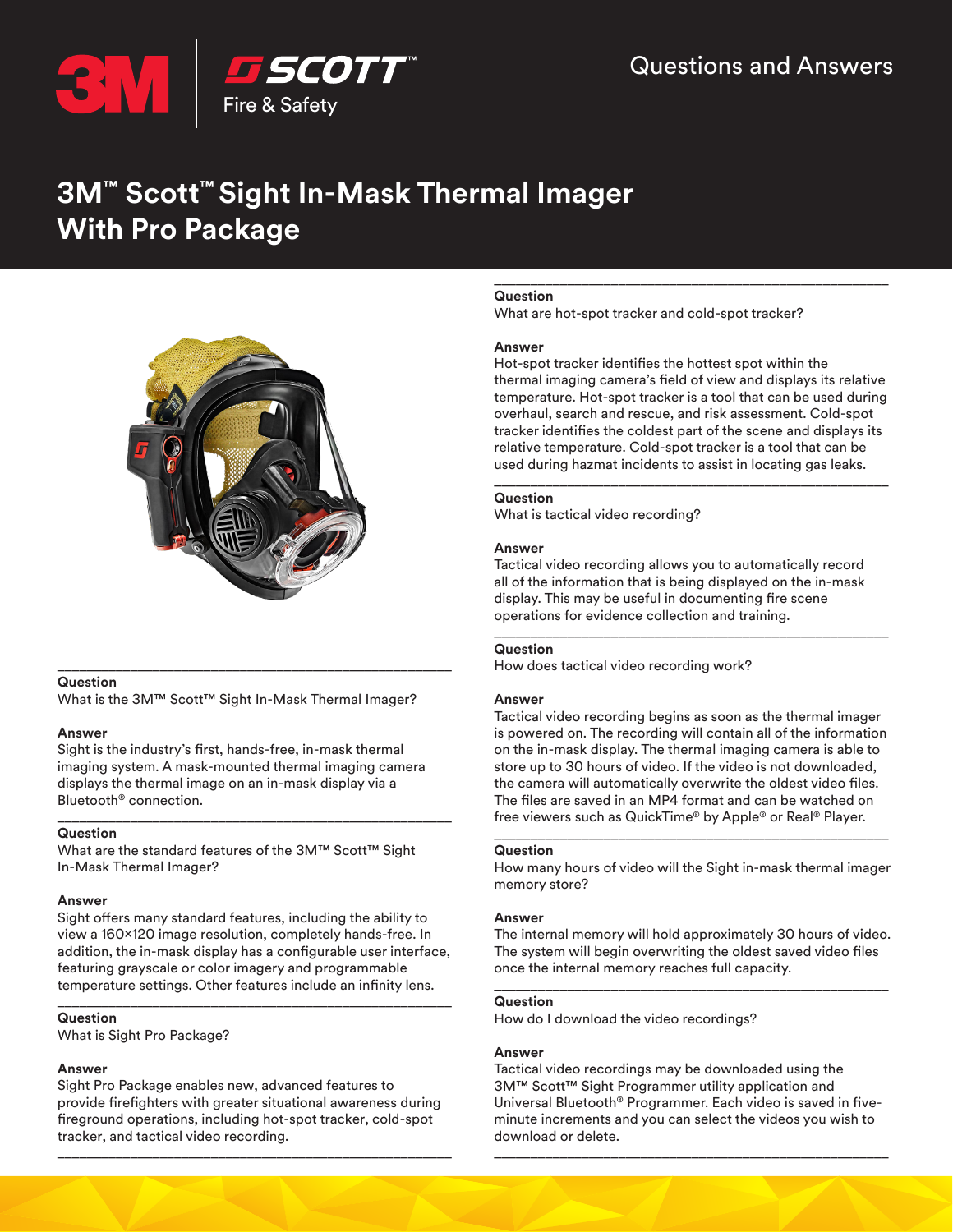Questions and Answers

# 3M™ Scott™ Sight In-Mask Thermal Imager With Pro Package

**Question**
What is the 3M™ Scott™ Sight In-Mask Thermal Imager?

**Answer**
Sight is the industry's first, hands-free, in-mask thermal imaging system. A mask-mounted thermal imaging camera displays the thermal image on an in-mask display via a Bluetooth® connection.

**Question**
What are the standard features of the 3M™ Scott™ Sight In-Mask Thermal Imager?

**Answer**
Sight offers many standard features, including the ability to view a 160×120 image resolution, completely hands-free. In addition, the in-mask display has a configurable user interface, featuring grayscale or color imagery and programmable temperature settings. Other features include an infinity lens.

**Question**
What is Sight Pro Package?

**Answer**
Sight Pro Package enables new, advanced features to provide firefighters with greater situational awareness during fireground operations, including hot-spot tracker, cold-spot tracker, and tactical video recording.

**Question**
What are hot-spot tracker and cold-spot tracker?

**Answer**
Hot-spot tracker identifies the hottest spot within the thermal imaging camera's field of view and displays its relative temperature. Hot-spot tracker is a tool that can be used during overhaul, search and rescue, and risk assessment. Cold-spot tracker identifies the coldest part of the scene and displays its relative temperature. Cold-spot tracker is a tool that can be used during hazmat incidents to assist in locating gas leaks.

**Question**
What is tactical video recording?

**Answer**
Tactical video recording allows you to automatically record all of the information that is being displayed on the in-mask display. This may be useful in documenting fire scene operations for evidence collection and training.

**Question**
How does tactical video recording work?

**Answer**
Tactical video recording begins as soon as the thermal imager is powered on. The recording will contain all of the information on the in-mask display. The thermal imaging camera is able to store up to 30 hours of video. If the video is not downloaded, the camera will automatically overwrite the oldest video files. The files are saved in an MP4 format and can be watched on free viewers such as QuickTime® by Apple® or Real® Player.

**Question**
How many hours of video will the Sight in-mask thermal imager memory store?

**Answer**
The internal memory will hold approximately 30 hours of video. The system will begin overwriting the oldest saved video files once the internal memory reaches full capacity.

**Question**
How do I download the video recordings?

**Answer**
Tactical video recordings may be downloaded using the 3M™ Scott™ Sight Programmer utility application and Universal Bluetooth® Programmer. Each video is saved in five-minute increments and you can select the videos you wish to download or delete.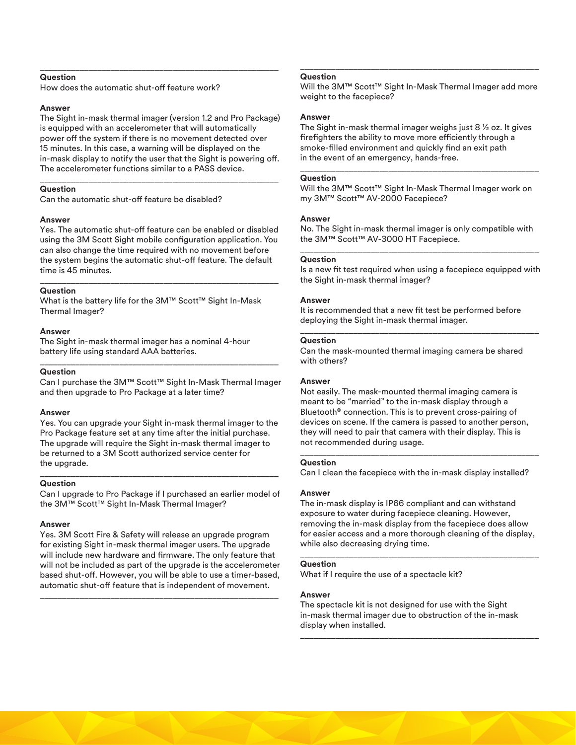**Question**
How does the automatic shut-off feature work?

**Answer**
The Sight in-mask thermal imager (version 1.2 and Pro Package) is equipped with an accelerometer that will automatically power off the system if there is no movement detected over 15 minutes. In this case, a warning will be displayed on the in-mask display to notify the user that the Sight is powering off. The accelerometer functions similar to a PASS device.

---

**Question**
Can the automatic shut-off feature be disabled?

**Answer**
Yes. The automatic shut-off feature can be enabled or disabled using the 3M Scott Sight mobile configuration application. You can also change the time required with no movement before the system begins the automatic shut-off feature. The default time is 45 minutes.

---

**Question**
What is the battery life for the 3M™ Scott™ Sight In-Mask Thermal Imager?

**Answer**
The Sight in-mask thermal imager has a nominal 4-hour battery life using standard AAA batteries.

---

**Question**
Can I purchase the 3M™ Scott™ Sight In-Mask Thermal Imager and then upgrade to Pro Package at a later time?

**Answer**
Yes. You can upgrade your Sight in-mask thermal imager to the Pro Package feature set at any time after the initial purchase. The upgrade will require the Sight in-mask thermal imager to be returned to a 3M Scott authorized service center for the upgrade.

---

**Question**
Can I upgrade to Pro Package if I purchased an earlier model of the 3M™ Scott™ Sight In-Mask Thermal Imager?

**Answer**
Yes. 3M Scott Fire & Safety will release an upgrade program for existing Sight in-mask thermal imager users. The upgrade will include new hardware and firmware. The only feature that will not be included as part of the upgrade is the accelerometer based shut-off. However, you will be able to use a timer-based, automatic shut-off feature that is independent of movement.

---

**Question**
Will the 3M™ Scott™ Sight In-Mask Thermal Imager add more weight to the facepiece?

**Answer**
The Sight in-mask thermal imager weighs just 8 ½ oz. It gives firefighters the ability to move more efficiently through a smoke-filled environment and quickly find an exit path in the event of an emergency, hands-free.

---

**Question**
Will the 3M™ Scott™ Sight In-Mask Thermal Imager work on my 3M™ Scott™ AV-2000 Facepiece?

**Answer**
No. The Sight in-mask thermal imager is only compatible with the 3M™ Scott™ AV-3000 HT Facepiece.

---

**Question**
Is a new fit test required when using a facepiece equipped with the Sight in-mask thermal imager?

**Answer**
It is recommended that a new fit test be performed before deploying the Sight in-mask thermal imager.

---

**Question**
Can the mask-mounted thermal imaging camera be shared with others?

**Answer**
Not easily. The mask-mounted thermal imaging camera is meant to be "married" to the in-mask display through a Bluetooth® connection. This is to prevent cross-pairing of devices on scene. If the camera is passed to another person, they will need to pair that camera with their display. This is not recommended during usage.

---

**Question**
Can I clean the facepiece with the in-mask display installed?

**Answer**
The in-mask display is IP66 compliant and can withstand exposure to water during facepiece cleaning. However, removing the in-mask display from the facepiece does allow for easier access and a more thorough cleaning of the display, while also decreasing drying time.

---

**Question**
What if I require the use of a spectacle kit?

**Answer**
The spectacle kit is not designed for use with the Sight in-mask thermal imager due to obstruction of the in-mask display when installed.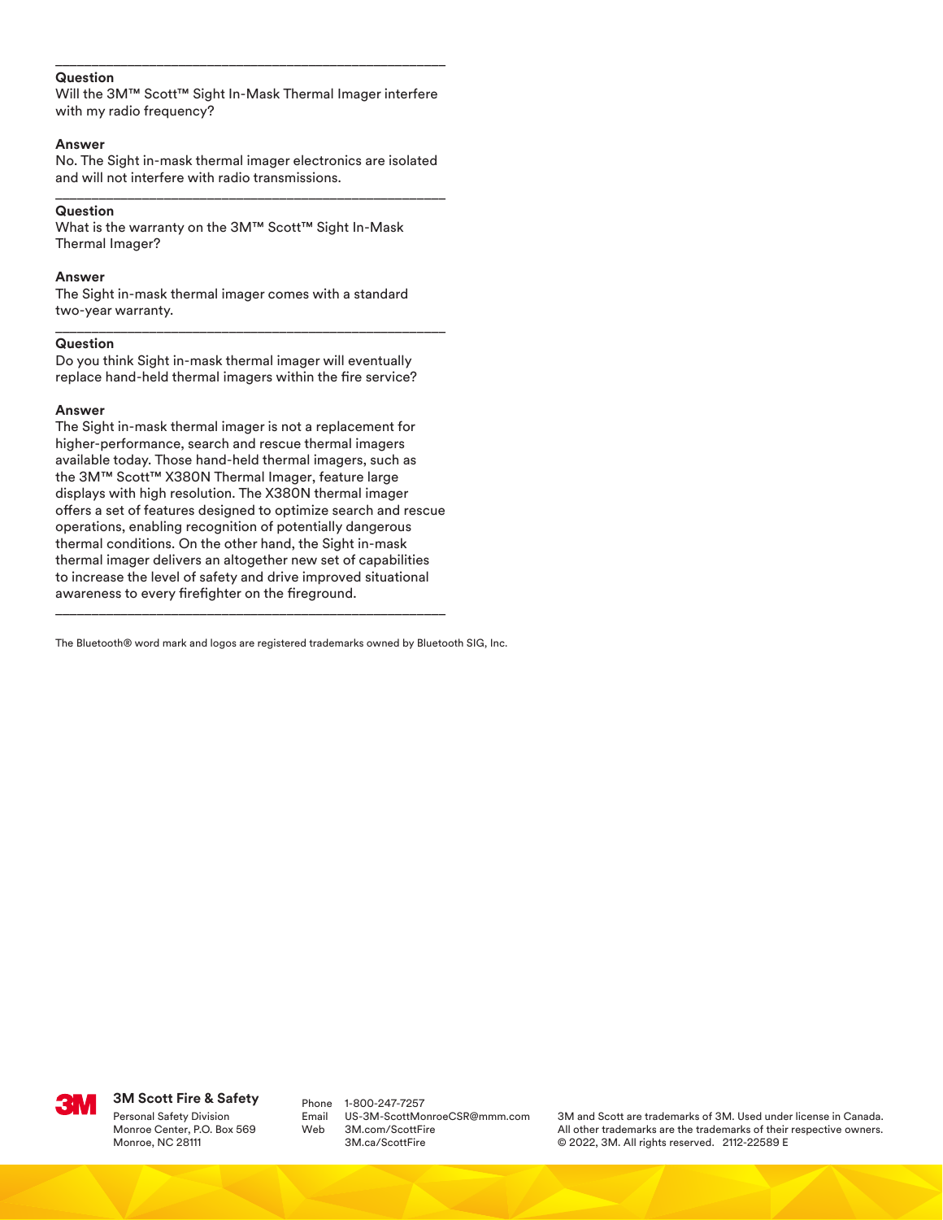---

**Question**

Will the 3M™ Scott™ Sight In-Mask Thermal Imager interfere with my radio frequency?

**Answer**

No. The Sight in-mask thermal imager electronics are isolated and will not interfere with radio transmissions.

---

**Question**

What is the warranty on the 3M™ Scott™ Sight In-Mask Thermal Imager?

**Answer**

The Sight in-mask thermal imager comes with a standard two-year warranty.

---

**Question**

Do you think Sight in-mask thermal imager will eventually replace hand-held thermal imagers within the fire service?

**Answer**

The Sight in-mask thermal imager is not a replacement for higher-performance, search and rescue thermal imagers available today. Those hand-held thermal imagers, such as the 3M™ Scott™ X380N Thermal Imager, feature large displays with high resolution. The X380N thermal imager offers a set of features designed to optimize search and rescue operations, enabling recognition of potentially dangerous thermal conditions. On the other hand, the Sight in-mask thermal imager delivers an altogether new set of capabilities to increase the level of safety and drive improved situational awareness to every firefighter on the fireground.

---

The Bluetooth® word mark and logos are registered trademarks owned by Bluetooth SIG, Inc.

**3M Scott Fire & Safety**
Personal Safety Division
Monroe Center, P.O. Box 569
Monroe, NC 28111

Phone 1-800-247-7257
Email US-3M-ScottMonroeCSR@mmm.com
Web 3M.com/ScottFire
3M.ca/ScottFire

3M and Scott are trademarks of 3M. Used under license in Canada.
All other trademarks are the trademarks of their respective owners.
© 2022, 3M. All rights reserved. 2112-22589 E